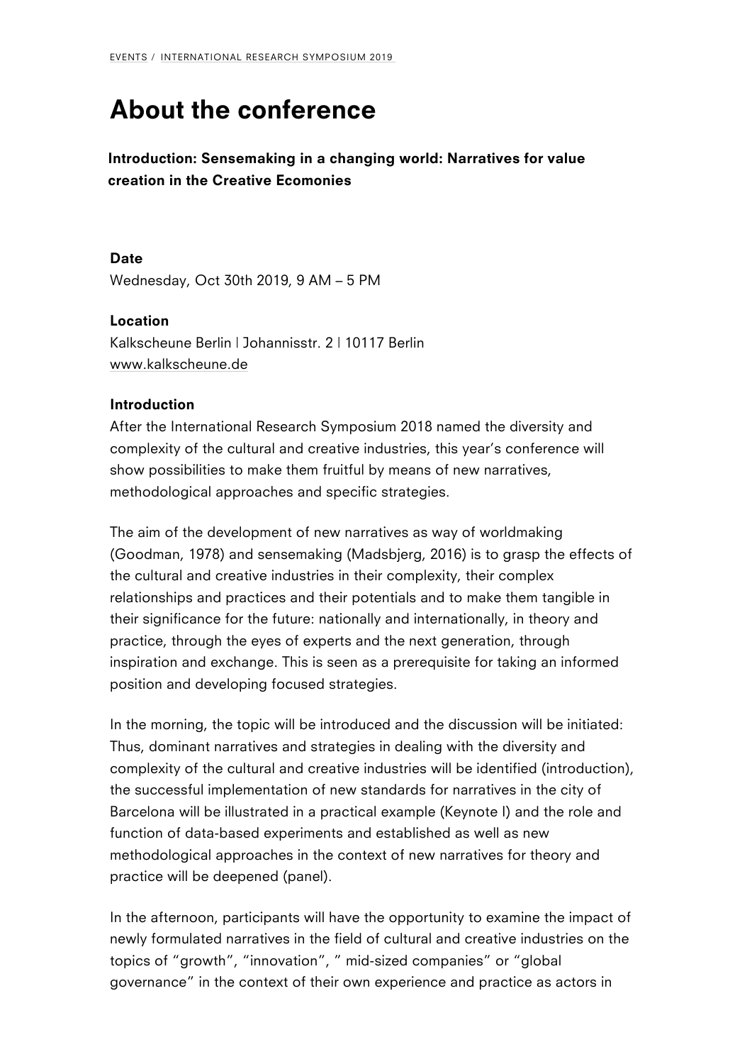EVENTS / INTERNATIONAL RESEARCH SYMPOSIUM 2019

# About the conference

**Introduction: Sensemaking in a changing world: Narratives for value creation in the Creative Ecomonies**

**Date**
Wednesday, Oct 30th 2019, 9 AM – 5 PM

**Location**
Kalkscheune Berlin | Johannisstr. 2 | 10117 Berlin
www.kalkscheune.de

**Introduction**
After the International Research Symposium 2018 named the diversity and complexity of the cultural and creative industries, this year's conference will show possibilities to make them fruitful by means of new narratives, methodological approaches and specific strategies.

The aim of the development of new narratives as way of worldmaking (Goodman, 1978) and sensemaking (Madsbjerg, 2016) is to grasp the effects of the cultural and creative industries in their complexity, their complex relationships and practices and their potentials and to make them tangible in their significance for the future: nationally and internationally, in theory and practice, through the eyes of experts and the next generation, through inspiration and exchange. This is seen as a prerequisite for taking an informed position and developing focused strategies.

In the morning, the topic will be introduced and the discussion will be initiated: Thus, dominant narratives and strategies in dealing with the diversity and complexity of the cultural and creative industries will be identified (introduction), the successful implementation of new standards for narratives in the city of Barcelona will be illustrated in a practical example (Keynote I) and the role and function of data-based experiments and established as well as new methodological approaches in the context of new narratives for theory and practice will be deepened (panel).

In the afternoon, participants will have the opportunity to examine the impact of newly formulated narratives in the field of cultural and creative industries on the topics of "growth", "innovation", " mid-sized companies" or "global governance" in the context of their own experience and practice as actors in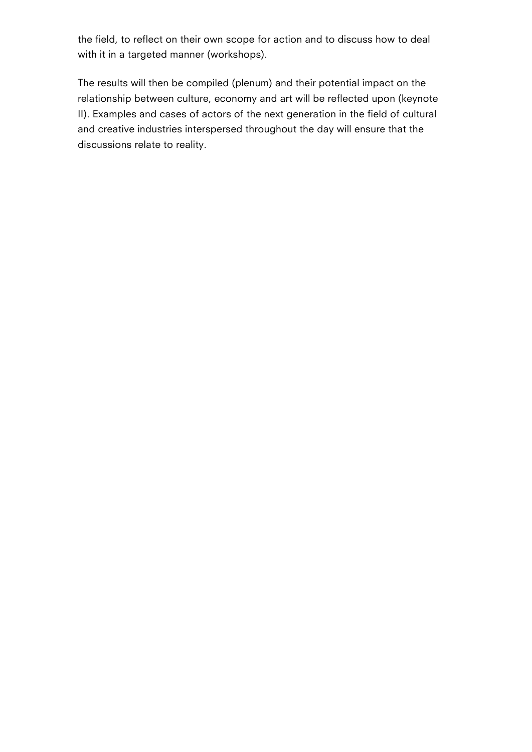the field, to reflect on their own scope for action and to discuss how to deal with it in a targeted manner (workshops).

The results will then be compiled (plenum) and their potential impact on the relationship between culture, economy and art will be reflected upon (keynote II). Examples and cases of actors of the next generation in the field of cultural and creative industries interspersed throughout the day will ensure that the discussions relate to reality.